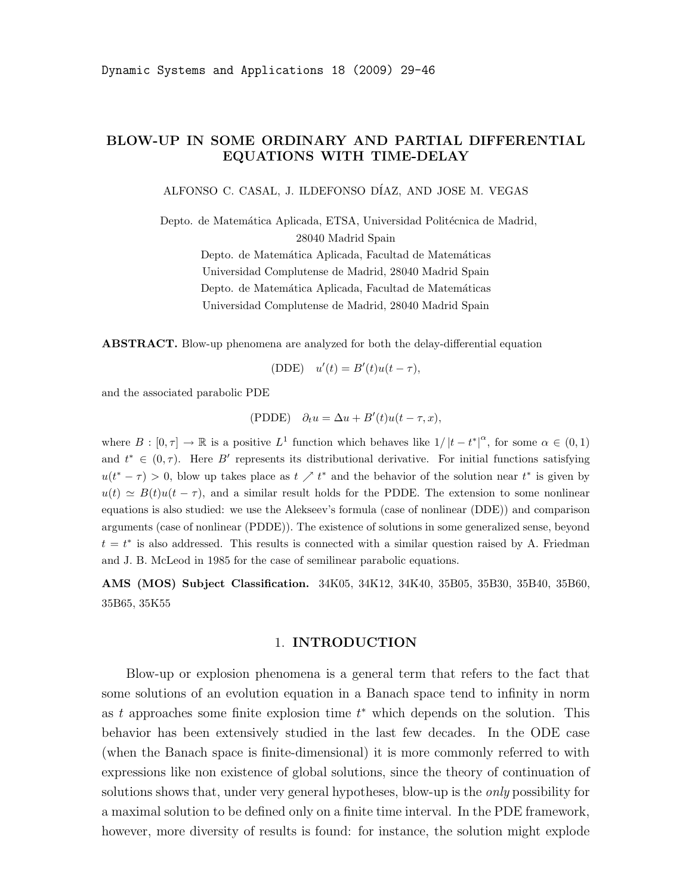# BLOW-UP IN SOME ORDINARY AND PARTIAL DIFFERENTIAL EQUATIONS WITH TIME-DELAY

ALFONSO C. CASAL, J. ILDEFONSO DÍAZ, AND JOSE M. VEGAS

Depto. de Matemática Aplicada, ETSA, Universidad Politécnica de Madrid, 28040 Madrid Spain
Depto. de Matemática Aplicada, Facultad de Matemáticas Universidad Complutense de Madrid, 28040 Madrid Spain
Depto. de Matemática Aplicada, Facultad de Matemáticas Universidad Complutense de Madrid, 28040 Madrid Spain

**ABSTRACT.** Blow-up phenomena are analyzed for both the delay-differential equation

$$\text{(DDE)} \quad u'(t) = B'(t)u(t-\tau),$$

and the associated parabolic PDE

$$\text{(PDDE)} \quad \partial_t u = \Delta u + B'(t)u(t-\tau, x),$$

where $B : [0, \tau] \to \mathbb{R}$ is a positive $L^1$ function which behaves like $1/\left|t - t^*\right|^\alpha$, for some $\alpha \in (0,1)$ and $t^* \in (0, \tau)$. Here $B'$ represents its distributional derivative. For initial functions satisfying $u(t^* - \tau) > 0$, blow up takes place as $t \nearrow t^*$ and the behavior of the solution near $t^*$ is given by $u(t) \simeq B(t)u(t - \tau)$, and a similar result holds for the PDDE. The extension to some nonlinear equations is also studied: we use the Alekseev's formula (case of nonlinear (DDE)) and comparison arguments (case of nonlinear (PDDE)). The existence of solutions in some generalized sense, beyond $t = t^*$ is also addressed. This results is connected with a similar question raised by A. Friedman and J. B. McLeod in 1985 for the case of semilinear parabolic equations.

**AMS (MOS) Subject Classification.** 34K05, 34K12, 34K40, 35B05, 35B30, 35B40, 35B60, 35B65, 35K55

## 1. INTRODUCTION

Blow-up or explosion phenomena is a general term that refers to the fact that some solutions of an evolution equation in a Banach space tend to infinity in norm as $t$ approaches some finite explosion time $t^*$ which depends on the solution. This behavior has been extensively studied in the last few decades. In the ODE case (when the Banach space is finite-dimensional) it is more commonly referred to with expressions like non existence of global solutions, since the theory of continuation of solutions shows that, under very general hypotheses, blow-up is the *only* possibility for a maximal solution to be defined only on a finite time interval. In the PDE framework, however, more diversity of results is found: for instance, the solution might explode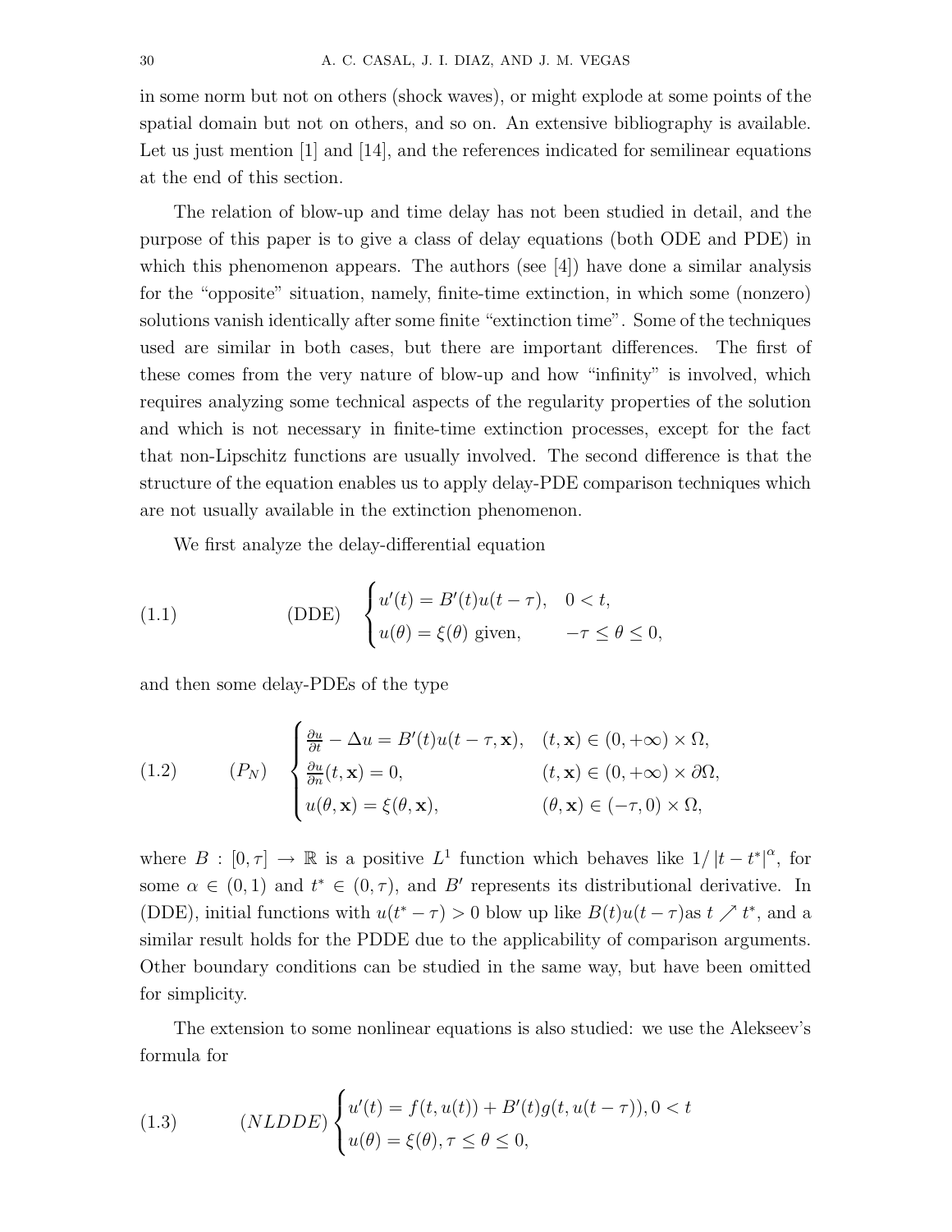in some norm but not on others (shock waves), or might explode at some points of the spatial domain but not on others, and so on. An extensive bibliography is available. Let us just mention [1] and [14], and the references indicated for semilinear equations at the end of this section.

The relation of blow-up and time delay has not been studied in detail, and the purpose of this paper is to give a class of delay equations (both ODE and PDE) in which this phenomenon appears. The authors (see [4]) have done a similar analysis for the "opposite" situation, namely, finite-time extinction, in which some (nonzero) solutions vanish identically after some finite "extinction time". Some of the techniques used are similar in both cases, but there are important differences. The first of these comes from the very nature of blow-up and how "infinity" is involved, which requires analyzing some technical aspects of the regularity properties of the solution and which is not necessary in finite-time extinction processes, except for the fact that non-Lipschitz functions are usually involved. The second difference is that the structure of the equation enables us to apply delay-PDE comparison techniques which are not usually available in the extinction phenomenon.

We first analyze the delay-differential equation

$$\text{(DDE)} \quad \begin{cases} u'(t) = B'(t)u(t-\tau), & 0 < t, \\ u(\theta) = \xi(\theta) \text{ given}, & -\tau \le \theta \le 0, \end{cases} \tag{1.1}$$

and then some delay-PDEs of the type

$$(P_N) \quad \begin{cases} \frac{\partial u}{\partial t} - \Delta u = B'(t)u(t-\tau, \mathbf{x}), & (t, \mathbf{x}) \in (0, +\infty) \times \Omega, \\ \frac{\partial u}{\partial n}(t, \mathbf{x}) = 0, & (t, \mathbf{x}) \in (0, +\infty) \times \partial\Omega, \\ u(\theta, \mathbf{x}) = \xi(\theta, \mathbf{x}), & (\theta, \mathbf{x}) \in (-\tau, 0) \times \Omega, \end{cases} \tag{1.2}$$

where $B : [0, \tau] \to \mathbb{R}$ is a positive $L^1$ function which behaves like $1/|t - t^*|^\alpha$, for some $\alpha \in (0, 1)$ and $t^* \in (0, \tau)$, and $B'$ represents its distributional derivative. In (DDE), initial functions with $u(t^* - \tau) > 0$ blow up like $B(t)u(t-\tau)$as $t \nearrow t^*$, and a similar result holds for the PDDE due to the applicability of comparison arguments. Other boundary conditions can be studied in the same way, but have been omitted for simplicity.

The extension to some nonlinear equations is also studied: we use the Alekseev's formula for

$$(NLDDE) \begin{cases} u'(t) = f(t, u(t)) + B'(t)g(t, u(t-\tau)), 0 < t \\ u(\theta) = \xi(\theta), \tau \le \theta \le 0, \end{cases} \tag{1.3}$$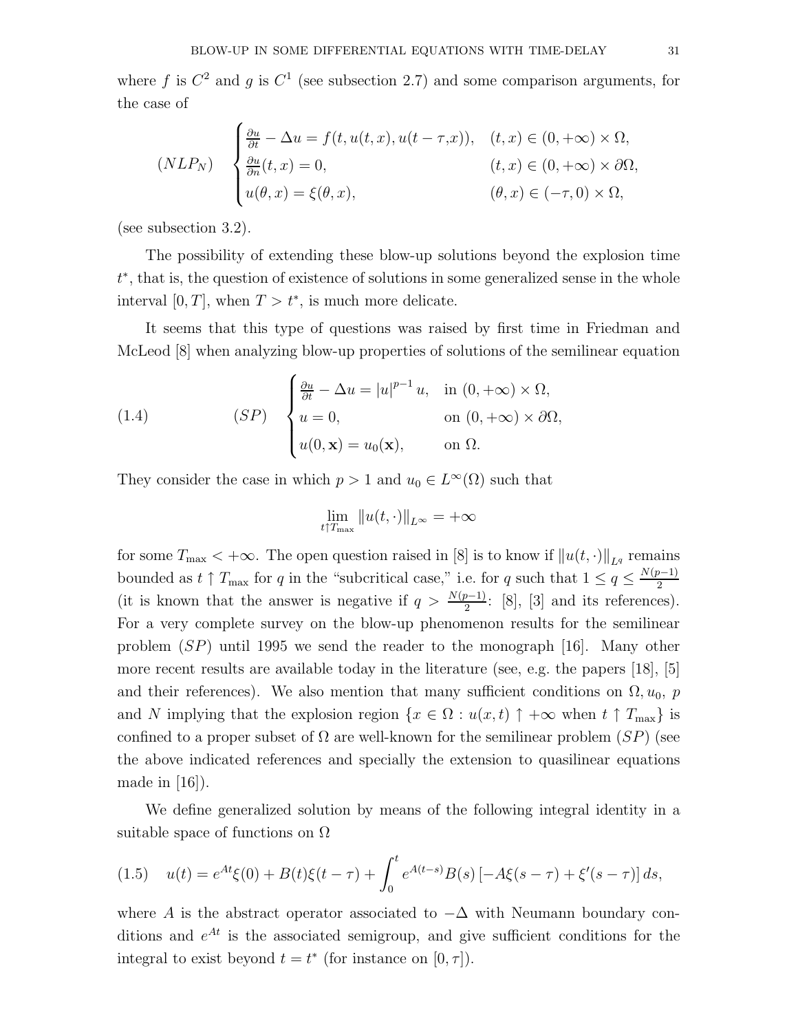where $f$ is $C^2$ and $g$ is $C^1$ (see subsection 2.7) and some comparison arguments, for the case of

$$
(NLP_N) \quad \begin{cases} \frac{\partial u}{\partial t} - \Delta u = f(t, u(t,x), u(t-\tau,x)), & (t,x) \in (0,+\infty) \times \Omega, \\ \frac{\partial u}{\partial n}(t,x) = 0, & (t,x) \in (0,+\infty) \times \partial\Omega, \\ u(\theta, x) = \xi(\theta, x), & (\theta, x) \in (-\tau, 0) \times \Omega, \end{cases}
$$

(see subsection 3.2).

The possibility of extending these blow-up solutions beyond the explosion time $t^*$, that is, the question of existence of solutions in some generalized sense in the whole interval $[0,T]$, when $T > t^*$, is much more delicate.

It seems that this type of questions was raised by first time in Friedman and McLeod [8] when analyzing blow-up properties of solutions of the semilinear equation

$$
(1.4) \qquad (SP) \quad \begin{cases} \frac{\partial u}{\partial t} - \Delta u = |u|^{p-1} u, & \text{in } (0,+\infty) \times \Omega, \\ u = 0, & \text{on } (0,+\infty) \times \partial\Omega, \\ u(0,\mathbf{x}) = u_0(\mathbf{x}), & \text{on } \Omega. \end{cases}
$$

They consider the case in which $p > 1$ and $u_0 \in L^\infty(\Omega)$ such that

$$
\lim_{t \uparrow T_{\max}} \|u(t,\cdot)\|_{L^\infty} = +\infty
$$

for some $T_{\max} < +\infty$. The open question raised in [8] is to know if $\|u(t,\cdot)\|_{L^q}$ remains bounded as $t \uparrow T_{\max}$ for $q$ in the "subcritical case," i.e. for $q$ such that $1 \le q \le \frac{N(p-1)}{2}$ (it is known that the answer is negative if $q > \frac{N(p-1)}{2}$: [8], [3] and its references). For a very complete survey on the blow-up phenomenon results for the semilinear problem $(SP)$ until 1995 we send the reader to the monograph [16]. Many other more recent results are available today in the literature (see, e.g. the papers [18], [5] and their references). We also mention that many sufficient conditions on $\Omega, u_0$, $p$ and $N$ implying that the explosion region $\{x \in \Omega : u(x,t) \uparrow +\infty \text{ when } t \uparrow T_{\max}\}$ is confined to a proper subset of $\Omega$ are well-known for the semilinear problem $(SP)$ (see the above indicated references and specially the extension to quasilinear equations made in [16]).

We define generalized solution by means of the following integral identity in a suitable space of functions on $\Omega$

$$
(1.5) \quad u(t) = e^{At}\xi(0) + B(t)\xi(t-\tau) + \int_0^t e^{A(t-s)}B(s)\left[-A\xi(s-\tau) + \xi'(s-\tau)\right] ds,
$$

where $A$ is the abstract operator associated to $-\Delta$ with Neumann boundary conditions and $e^{At}$ is the associated semigroup, and give sufficient conditions for the integral to exist beyond $t = t^*$ (for instance on $[0,\tau]$).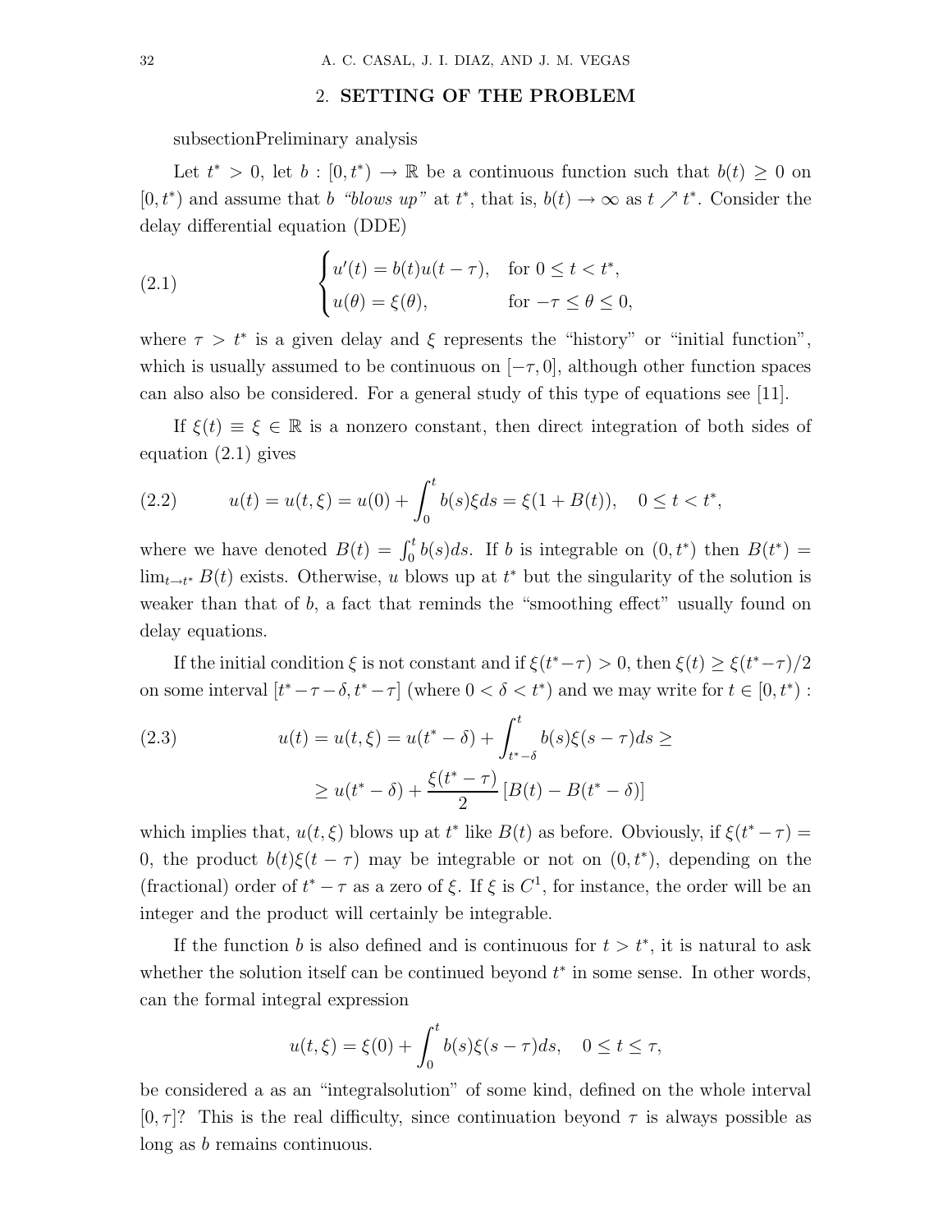## 2. SETTING OF THE PROBLEM

subsectionPreliminary analysis

Let $t^* > 0$, let $b : [0, t^*) \to \mathbb{R}$ be a continuous function such that $b(t) \geq 0$ on $[0, t^*)$ and assume that $b$ *"blows up"* at $t^*$, that is, $b(t) \to \infty$ as $t \nearrow t^*$. Consider the delay differential equation (DDE)

$$
\begin{cases} u'(t) = b(t)u(t-\tau), & \text{for } 0 \leq t < t^*, \\ u(\theta) = \xi(\theta), & \text{for } -\tau \leq \theta \leq 0, \end{cases} \tag{2.1}
$$

where $\tau > t^*$ is a given delay and $\xi$ represents the "history" or "initial function", which is usually assumed to be continuous on $[-\tau, 0]$, although other function spaces can also also be considered. For a general study of this type of equations see [11].

If $\xi(t) \equiv \xi \in \mathbb{R}$ is a nonzero constant, then direct integration of both sides of equation (2.1) gives

$$
u(t) = u(t, \xi) = u(0) + \int_0^t b(s)\xi ds = \xi(1 + B(t)), \quad 0 \leq t < t^*, \tag{2.2}
$$

where we have denoted $B(t) = \int_0^t b(s)ds$. If $b$ is integrable on $(0, t^*)$ then $B(t^*) = \lim_{t \to t^*} B(t)$ exists. Otherwise, $u$ blows up at $t^*$ but the singularity of the solution is weaker than that of $b$, a fact that reminds the "smoothing effect" usually found on delay equations.

If the initial condition $\xi$ is not constant and if $\xi(t^* - \tau) > 0$, then $\xi(t) \geq \xi(t^* - \tau)/2$ on some interval $[t^* - \tau - \delta, t^* - \tau]$ (where $0 < \delta < t^*$) and we may write for $t \in [0, t^*)$ :

$$
\begin{aligned} u(t) = u(t, \xi) = u(t^* - \delta) + \int_{t^* - \delta}^t b(s)\xi(s - \tau)ds \geq \\ \geq u(t^* - \delta) + \frac{\xi(t^* - \tau)}{2} [B(t) - B(t^* - \delta)] \end{aligned} \tag{2.3}
$$

which implies that, $u(t, \xi)$ blows up at $t^*$ like $B(t)$ as before. Obviously, if $\xi(t^* - \tau) = 0$, the product $b(t)\xi(t - \tau)$ may be integrable or not on $(0, t^*)$, depending on the (fractional) order of $t^* - \tau$ as a zero of $\xi$. If $\xi$ is $C^1$, for instance, the order will be an integer and the product will certainly be integrable.

If the function $b$ is also defined and is continuous for $t > t^*$, it is natural to ask whether the solution itself can be continued beyond $t^*$ in some sense. In other words, can the formal integral expression

$$
u(t, \xi) = \xi(0) + \int_0^t b(s)\xi(s - \tau)ds, \quad 0 \leq t \leq \tau,
$$

be considered a as an "integralsolution" of some kind, defined on the whole interval $[0, \tau]$? This is the real difficulty, since continuation beyond $\tau$ is always possible as long as $b$ remains continuous.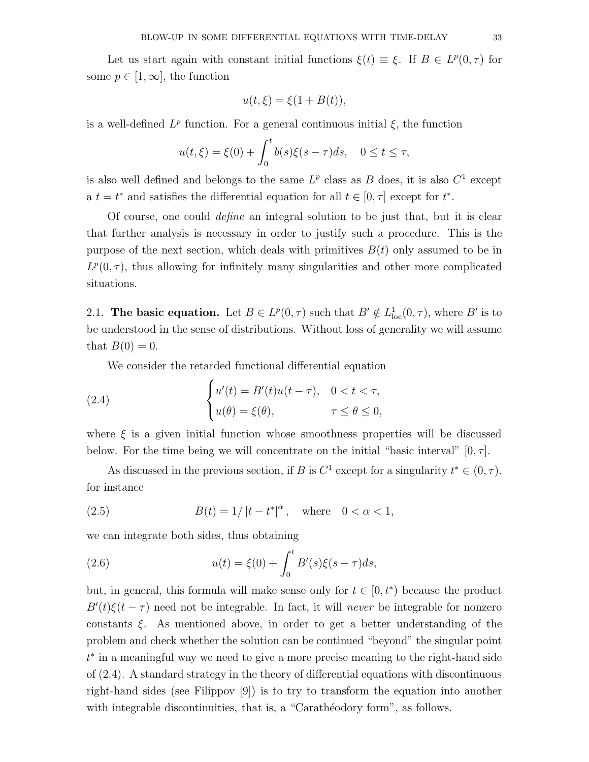Let us start again with constant initial functions $\xi(t) \equiv \xi$. If $B \in L^p(0, \tau)$ for some $p \in [1, \infty]$, the function

$$u(t, \xi) = \xi(1 + B(t)),$$

is a well-defined $L^p$ function. For a general continuous initial $\xi$, the function

$$u(t, \xi) = \xi(0) + \int_0^t b(s)\xi(s - \tau)ds, \quad 0 \leq t \leq \tau,$$

is also well defined and belongs to the same $L^p$ class as $B$ does, it is also $C^1$ except a $t = t^*$ and satisfies the differential equation for all $t \in [0, \tau]$ except for $t^*$.

Of course, one could *define* an integral solution to be just that, but it is clear that further analysis is necessary in order to justify such a procedure. This is the purpose of the next section, which deals with primitives $B(t)$ only assumed to be in $L^p(0, \tau)$, thus allowing for infinitely many singularities and other more complicated situations.

2.1. **The basic equation.** Let $B \in L^p(0, \tau)$ such that $B' \notin L^1_{\text{loc}}(0, \tau)$, where $B'$ is to be understood in the sense of distributions. Without loss of generality we will assume that $B(0) = 0$.

We consider the retarded functional differential equation

$$\begin{cases} u'(t) = B'(t)u(t - \tau), & 0 < t < \tau, \\ u(\theta) = \xi(\theta), & \tau \leq \theta \leq 0, \end{cases} \tag{2.4}$$

where $\xi$ is a given initial function whose smoothness properties will be discussed below. For the time being we will concentrate on the initial "basic interval" $[0, \tau]$.

As discussed in the previous section, if $B$ is $C^1$ except for a singularity $t^* \in (0, \tau)$. for instance

$$B(t) = 1/|t - t^*|^\alpha, \quad \text{where} \quad 0 < \alpha < 1, \tag{2.5}$$

we can integrate both sides, thus obtaining

$$u(t) = \xi(0) + \int_0^t B'(s)\xi(s - \tau)ds, \tag{2.6}$$

but, in general, this formula will make sense only for $t \in [0, t^*)$ because the product $B'(t)\xi(t - \tau)$ need not be integrable. In fact, it will *never* be integrable for nonzero constants $\xi$. As mentioned above, in order to get a better understanding of the problem and check whether the solution can be continued "beyond" the singular point $t^*$ in a meaningful way we need to give a more precise meaning to the right-hand side of (2.4). A standard strategy in the theory of differential equations with discontinuous right-hand sides (see Filippov [9]) is to try to transform the equation into another with integrable discontinuities, that is, a "Carathéodory form", as follows.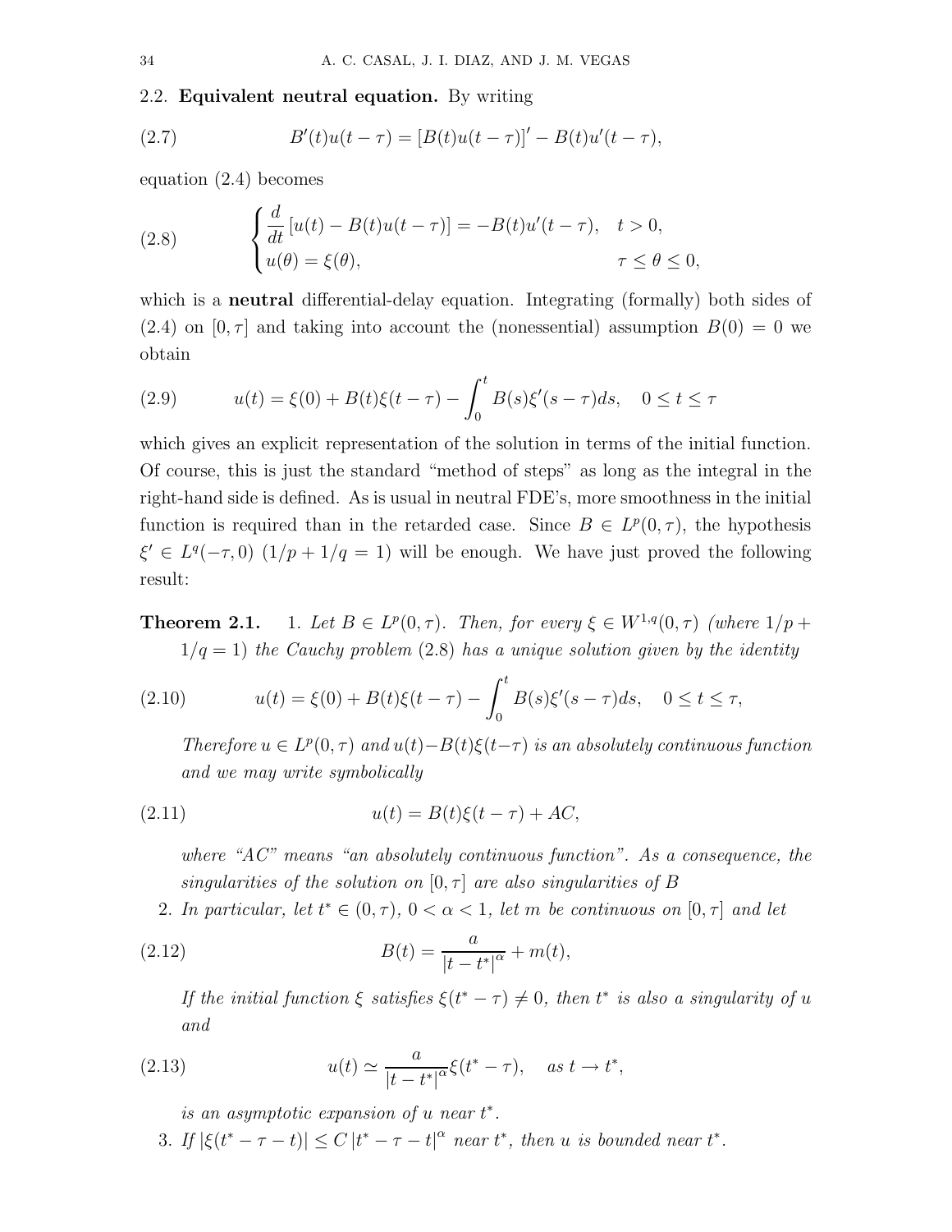2.2. **Equivalent neutral equation.** By writing

$$B'(t)u(t-\tau) = [B(t)u(t-\tau)]' - B(t)u'(t-\tau), \tag{2.7}$$

equation (2.4) becomes

$$\begin{cases} \dfrac{d}{dt}\left[u(t) - B(t)u(t-\tau)\right] = -B(t)u'(t-\tau), & t > 0, \\ u(\theta) = \xi(\theta), & \tau \leq \theta \leq 0, \end{cases} \tag{2.8}$$

which is a **neutral** differential-delay equation. Integrating (formally) both sides of (2.4) on $[0, \tau]$ and taking into account the (nonessential) assumption $B(0) = 0$ we obtain

$$u(t) = \xi(0) + B(t)\xi(t-\tau) - \int_0^t B(s)\xi'(s-\tau)ds, \quad 0 \leq t \leq \tau \tag{2.9}$$

which gives an explicit representation of the solution in terms of the initial function. Of course, this is just the standard "method of steps" as long as the integral in the right-hand side is defined. As is usual in neutral FDE's, more smoothness in the initial function is required than in the retarded case. Since $B \in L^p(0, \tau)$, the hypothesis $\xi' \in L^q(-\tau, 0)$ $(1/p + 1/q = 1)$ will be enough. We have just proved the following result:

**Theorem 2.1.** 1. *Let $B \in L^p(0, \tau)$. Then, for every $\xi \in W^{1,q}(0, \tau)$ (where $1/p + 1/q = 1$) the Cauchy problem (2.8) has a unique solution given by the identity*

$$u(t) = \xi(0) + B(t)\xi(t-\tau) - \int_0^t B(s)\xi'(s-\tau)ds, \quad 0 \leq t \leq \tau, \tag{2.10}$$

*Therefore $u \in L^p(0, \tau)$ and $u(t) - B(t)\xi(t-\tau)$ is an absolutely continuous function and we may write symbolically*

$$u(t) = B(t)\xi(t-\tau) + AC, \tag{2.11}$$

*where "AC" means "an absolutely continuous function". As a consequence, the singularities of the solution on $[0, \tau]$ are also singularities of $B$*

2. *In particular, let $t^* \in (0, \tau)$, $0 < \alpha < 1$, let $m$ be continuous on $[0, \tau]$ and let*

$$B(t) = \frac{a}{|t - t^*|^\alpha} + m(t), \tag{2.12}$$

*If the initial function $\xi$ satisfies $\xi(t^* - \tau) \neq 0$, then $t^*$ is also a singularity of $u$ and*

$$u(t) \simeq \frac{a}{|t - t^*|^\alpha}\xi(t^* - \tau), \quad \text{as } t \to t^*, \tag{2.13}$$

*is an asymptotic expansion of $u$ near $t^*$.*

3. *If $|\xi(t^* - \tau - t)| \leq C\,|t^* - \tau - t|^\alpha$ near $t^*$, then $u$ is bounded near $t^*$.*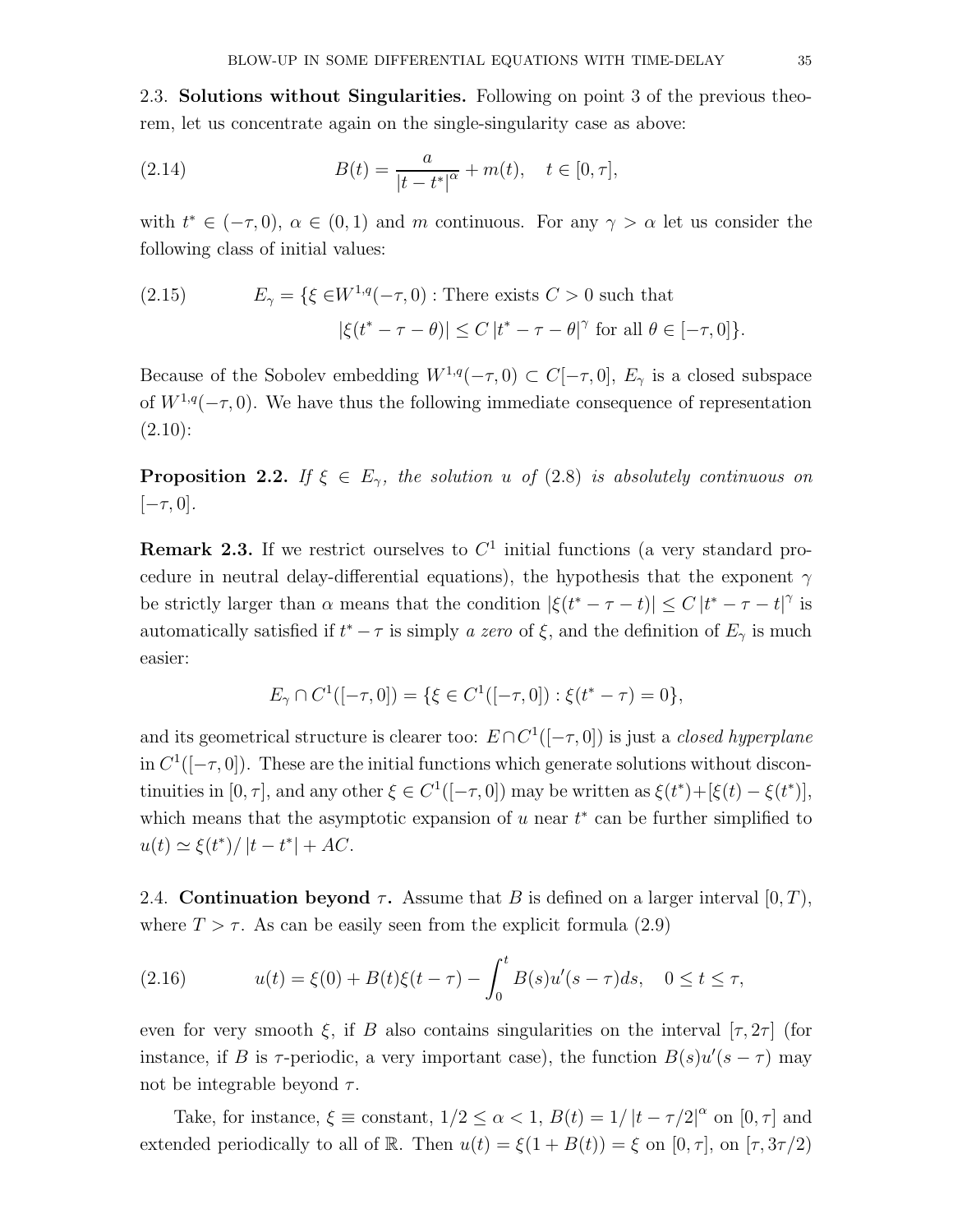### 2.3. Solutions without Singularities.

Following on point 3 of the previous theorem, let us concentrate again on the single-singularity case as above:

$$B(t) = \frac{a}{|t - t^*|^\alpha} + m(t), \quad t \in [0, \tau], \tag{2.14}$$

with $t^* \in (-\tau, 0)$, $\alpha \in (0, 1)$ and $m$ continuous. For any $\gamma > \alpha$ let us consider the following class of initial values:

$$\begin{aligned} E_\gamma = \{\xi \in & W^{1,q}(-\tau, 0) : \text{There exists } C > 0 \text{ such that} \\ & |\xi(t^* - \tau - \theta)| \leq C\,|t^* - \tau - \theta|^\gamma \text{ for all } \theta \in [-\tau, 0]\}. \end{aligned} \tag{2.15}$$

Because of the Sobolev embedding $W^{1,q}(-\tau, 0) \subset C[-\tau, 0]$, $E_\gamma$ is a closed subspace of $W^{1,q}(-\tau, 0)$. We have thus the following immediate consequence of representation (2.10):

**Proposition 2.2.** *If $\xi \in E_\gamma$, the solution $u$ of* (2.8) *is absolutely continuous on* $[-\tau, 0]$.

**Remark 2.3.** If we restrict ourselves to $C^1$ initial functions (a very standard procedure in neutral delay-differential equations), the hypothesis that the exponent $\gamma$ be strictly larger than $\alpha$ means that the condition $|\xi(t^* - \tau - t)| \leq C\,|t^* - \tau - t|^\gamma$ is automatically satisfied if $t^* - \tau$ is simply *a zero* of $\xi$, and the definition of $E_\gamma$ is much easier:

$$E_\gamma \cap C^1([-\tau, 0]) = \{\xi \in C^1([-\tau, 0]) : \xi(t^* - \tau) = 0\},$$

and its geometrical structure is clearer too: $E \cap C^1([-\tau, 0])$ is just a *closed hyperplane* in $C^1([-\tau, 0])$. These are the initial functions which generate solutions without discontinuities in $[0, \tau]$, and any other $\xi \in C^1([-\tau, 0])$ may be written as $\xi(t^*) + [\xi(t) - \xi(t^*)]$, which means that the asymptotic expansion of $u$ near $t^*$ can be further simplified to $u(t) \simeq \xi(t^*)/\,|t - t^*| + AC$.

### 2.4. Continuation beyond $\tau$.

Assume that $B$ is defined on a larger interval $[0, T)$, where $T > \tau$. As can be easily seen from the explicit formula (2.9)

$$u(t) = \xi(0) + B(t)\xi(t - \tau) - \int_0^t B(s)u'(s - \tau)ds, \quad 0 \leq t \leq \tau, \tag{2.16}$$

even for very smooth $\xi$, if $B$ also contains singularities on the interval $[\tau, 2\tau]$ (for instance, if $B$ is $\tau$-periodic, a very important case), the function $B(s)u'(s - \tau)$ may not be integrable beyond $\tau$.

Take, for instance, $\xi \equiv$ constant, $1/2 \leq \alpha < 1$, $B(t) = 1/\,|t - \tau/2|^\alpha$ on $[0, \tau]$ and extended periodically to all of $\mathbb{R}$. Then $u(t) = \xi(1 + B(t)) = \xi$ on $[0, \tau]$, on $[\tau, 3\tau/2)$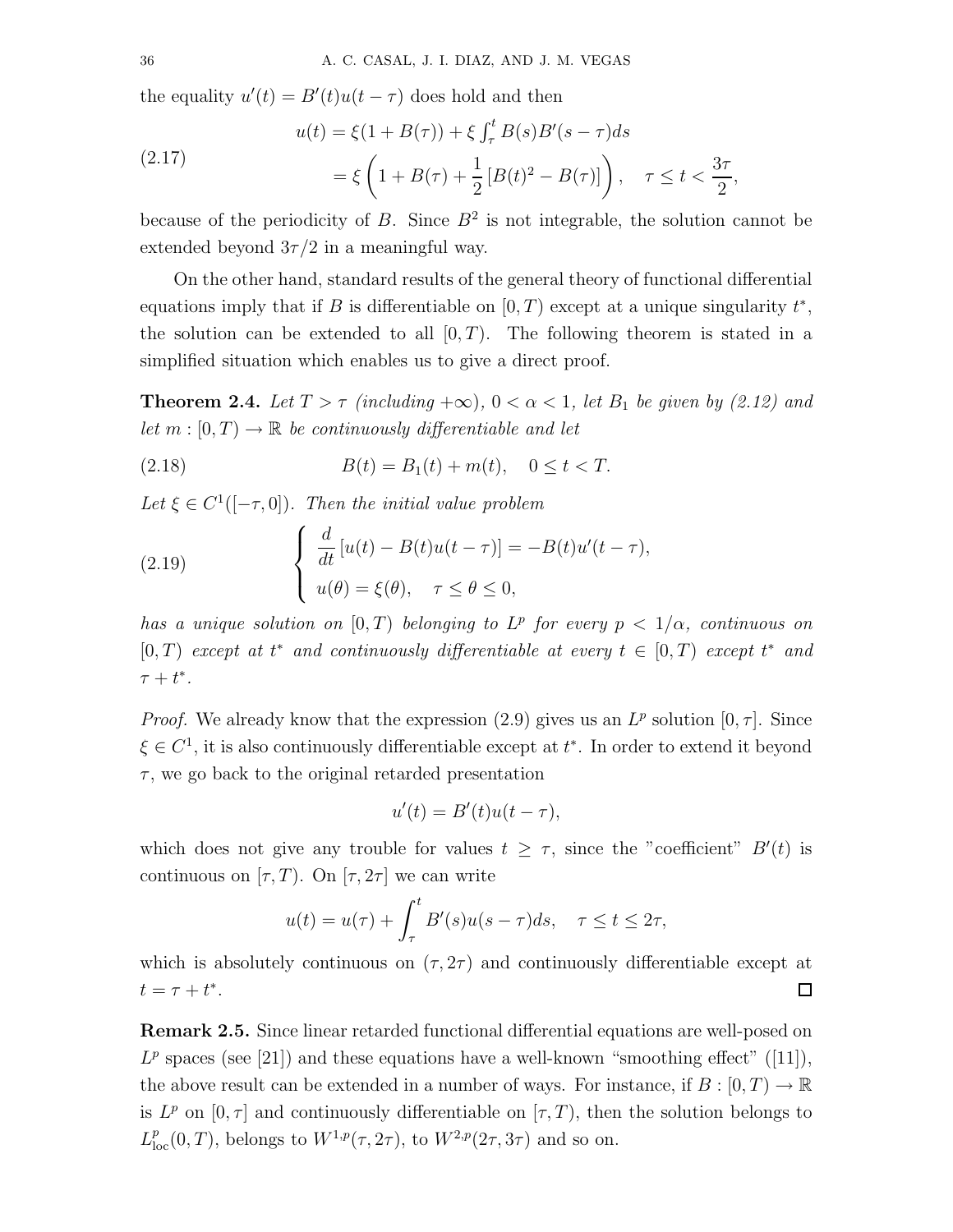the equality $u'(t) = B'(t)u(t-\tau)$ does hold and then

$$
\begin{aligned}
u(t) &= \xi(1+B(\tau)) + \xi \int_\tau^t B(s)B'(s-\tau)ds \\
&= \xi\left(1 + B(\tau) + \frac{1}{2}\left[B(t)^2 - B(\tau)\right]\right), \quad \tau \le t < \frac{3\tau}{2},
\end{aligned} \tag{2.17}
$$

because of the periodicity of $B$. Since $B^2$ is not integrable, the solution cannot be extended beyond $3\tau/2$ in a meaningful way.

On the other hand, standard results of the general theory of functional differential equations imply that if $B$ is differentiable on $[0,T)$ except at a unique singularity $t^*$, the solution can be extended to all $[0,T)$. The following theorem is stated in a simplified situation which enables us to give a direct proof.

**Theorem 2.4.** *Let $T > \tau$ (including $+\infty$), $0 < \alpha < 1$, let $B_1$ be given by (2.12) and let $m : [0,T) \to \mathbb{R}$ be continuously differentiable and let*

$$
B(t) = B_1(t) + m(t), \quad 0 \le t < T. \tag{2.18}
$$

*Let $\xi \in C^1([-\tau, 0])$. Then the initial value problem*

$$
\begin{cases}
\dfrac{d}{dt}\left[u(t) - B(t)u(t-\tau)\right] = -B(t)u'(t-\tau), \\
u(\theta) = \xi(\theta), \quad \tau \le \theta \le 0,
\end{cases} \tag{2.19}
$$

*has a unique solution on $[0,T)$ belonging to $L^p$ for every $p < 1/\alpha$, continuous on $[0,T)$ except at $t^*$ and continuously differentiable at every $t \in [0,T)$ except $t^*$ and $\tau + t^*$.*

*Proof.* We already know that the expression (2.9) gives us an $L^p$ solution $[0,\tau]$. Since $\xi \in C^1$, it is also continuously differentiable except at $t^*$. In order to extend it beyond $\tau$, we go back to the original retarded presentation

$$
u'(t) = B'(t)u(t-\tau),
$$

which does not give any trouble for values $t \ge \tau$, since the "coefficient" $B'(t)$ is continuous on $[\tau, T)$. On $[\tau, 2\tau]$ we can write

$$
u(t) = u(\tau) + \int_\tau^t B'(s)u(s-\tau)ds, \quad \tau \le t \le 2\tau,
$$

which is absolutely continuous on $(\tau, 2\tau)$ and continuously differentiable except at $t = \tau + t^*$. ∎

**Remark 2.5.** Since linear retarded functional differential equations are well-posed on $L^p$ spaces (see [21]) and these equations have a well-known "smoothing effect" ([11]), the above result can be extended in a number of ways. For instance, if $B : [0,T) \to \mathbb{R}$ is $L^p$ on $[0,\tau]$ and continuously differentiable on $[\tau, T)$, then the solution belongs to $L^p_{\mathrm{loc}}(0,T)$, belongs to $W^{1,p}(\tau, 2\tau)$, to $W^{2,p}(2\tau, 3\tau)$ and so on.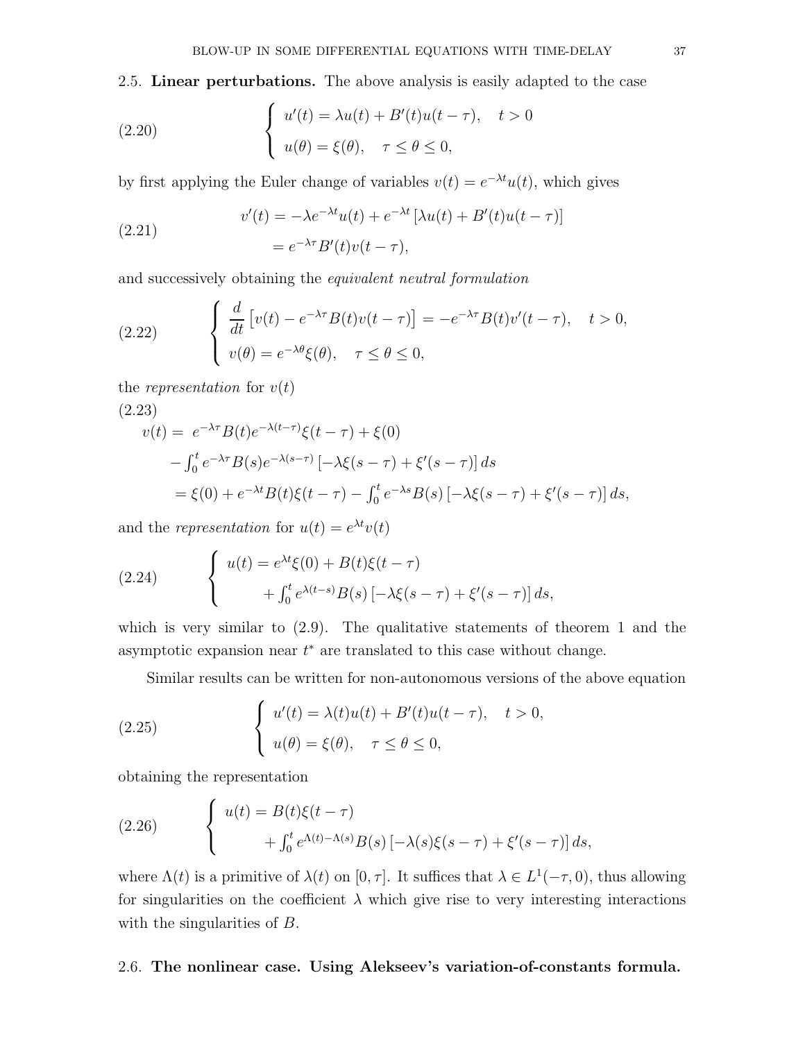2.5. **Linear perturbations.** The above analysis is easily adapted to the case

$$
\left\{
\begin{array}{l}
u'(t) = \lambda u(t) + B'(t)u(t-\tau), \quad t > 0 \\
u(\theta) = \xi(\theta), \quad \tau \le \theta \le 0,
\end{array}
\right.
\tag{2.20}
$$

by first applying the Euler change of variables $v(t) = e^{-\lambda t}u(t)$, which gives

$$
\begin{aligned}
v'(t) &= -\lambda e^{-\lambda t}u(t) + e^{-\lambda t}\left[\lambda u(t) + B'(t)u(t-\tau)\right] \\
&= e^{-\lambda \tau}B'(t)v(t-\tau),
\end{aligned}
\tag{2.21}
$$

and successively obtaining the *equivalent neutral formulation*

$$
\left\{
\begin{array}{l}
\dfrac{d}{dt}\left[v(t) - e^{-\lambda\tau}B(t)v(t-\tau)\right] = -e^{-\lambda\tau}B(t)v'(t-\tau), \quad t > 0, \\
v(\theta) = e^{-\lambda\theta}\xi(\theta), \quad \tau \le \theta \le 0,
\end{array}
\right.
\tag{2.22}
$$

the *representation* for $v(t)$

$$
\begin{aligned}
v(t) = \; & e^{-\lambda\tau}B(t)e^{-\lambda(t-\tau)}\xi(t-\tau) + \xi(0) \\
& - \textstyle\int_0^t e^{-\lambda\tau}B(s)e^{-\lambda(s-\tau)}\left[-\lambda\xi(s-\tau) + \xi'(s-\tau)\right]ds \\
& = \xi(0) + e^{-\lambda t}B(t)\xi(t-\tau) - \textstyle\int_0^t e^{-\lambda s}B(s)\left[-\lambda\xi(s-\tau) + \xi'(s-\tau)\right]ds,
\end{aligned}
\tag{2.23}
$$

and the *representation* for $u(t) = e^{\lambda t}v(t)$

$$
\left\{
\begin{array}{l}
u(t) = e^{\lambda t}\xi(0) + B(t)\xi(t-\tau) \\
\qquad + \int_0^t e^{\lambda(t-s)}B(s)\left[-\lambda\xi(s-\tau) + \xi'(s-\tau)\right]ds,
\end{array}
\right.
\tag{2.24}
$$

which is very similar to (2.9). The qualitative statements of theorem 1 and the asymptotic expansion near $t^*$ are translated to this case without change.

Similar results can be written for non-autonomous versions of the above equation

$$
\left\{
\begin{array}{l}
u'(t) = \lambda(t)u(t) + B'(t)u(t-\tau), \quad t > 0, \\
u(\theta) = \xi(\theta), \quad \tau \le \theta \le 0,
\end{array}
\right.
\tag{2.25}
$$

obtaining the representation

$$
\left\{
\begin{array}{l}
u(t) = B(t)\xi(t-\tau) \\
\qquad + \int_0^t e^{\Lambda(t)-\Lambda(s)}B(s)\left[-\lambda(s)\xi(s-\tau) + \xi'(s-\tau)\right]ds,
\end{array}
\right.
\tag{2.26}
$$

where $\Lambda(t)$ is a primitive of $\lambda(t)$ on $[0,\tau]$. It suffices that $\lambda \in L^1(-\tau, 0)$, thus allowing for singularities on the coefficient $\lambda$ which give rise to very interesting interactions with the singularities of $B$.

2.6. **The nonlinear case. Using Alekseev's variation-of-constants formula.**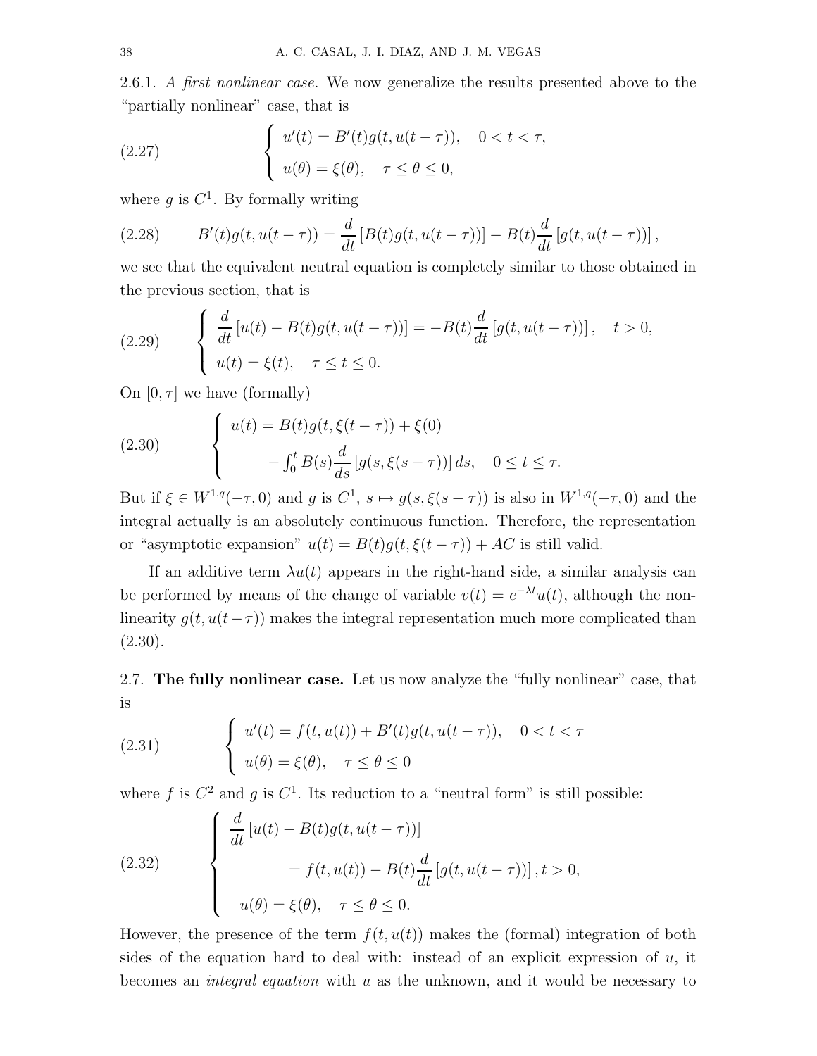2.6.1. *A first nonlinear case.* We now generalize the results presented above to the "partially nonlinear" case, that is

$$
\left\{
\begin{array}{l}
u'(t) = B'(t) g(t, u(t-\tau)), \quad 0 < t < \tau, \\
u(\theta) = \xi(\theta), \quad \tau \le \theta \le 0,
\end{array}
\right.
\tag{2.27}
$$

where $g$ is $C^1$. By formally writing

$$
B'(t) g(t, u(t-\tau)) = \frac{d}{dt}\left[B(t) g(t, u(t-\tau))\right] - B(t)\frac{d}{dt}\left[g(t, u(t-\tau))\right], \tag{2.28}
$$

we see that the equivalent neutral equation is completely similar to those obtained in the previous section, that is

$$
\left\{
\begin{array}{l}
\dfrac{d}{dt}\left[u(t) - B(t) g(t, u(t-\tau))\right] = -B(t)\dfrac{d}{dt}\left[g(t, u(t-\tau))\right], \quad t > 0, \\
u(t) = \xi(t), \quad \tau \le t \le 0.
\end{array}
\right.
\tag{2.29}
$$

On $[0, \tau]$ we have (formally)

$$
\left\{
\begin{array}{l}
u(t) = B(t) g(t, \xi(t-\tau)) + \xi(0) \\
\qquad\qquad - \int_0^t B(s)\dfrac{d}{ds}\left[g(s, \xi(s-\tau))\right] ds, \quad 0 \le t \le \tau.
\end{array}
\right.
\tag{2.30}
$$

But if $\xi \in W^{1,q}(-\tau, 0)$ and $g$ is $C^1$, $s \mapsto g(s, \xi(s-\tau))$ is also in $W^{1,q}(-\tau, 0)$ and the integral actually is an absolutely continuous function. Therefore, the representation or "asymptotic expansion" $u(t) = B(t) g(t, \xi(t-\tau)) + AC$ is still valid.

If an additive term $\lambda u(t)$ appears in the right-hand side, a similar analysis can be performed by means of the change of variable $v(t) = e^{-\lambda t} u(t)$, although the nonlinearity $g(t, u(t-\tau))$ makes the integral representation much more complicated than (2.30).

## 2.7. **The fully nonlinear case.**

Let us now analyze the "fully nonlinear" case, that is

$$
\left\{
\begin{array}{l}
u'(t) = f(t, u(t)) + B'(t) g(t, u(t-\tau)), \quad 0 < t < \tau \\
u(\theta) = \xi(\theta), \quad \tau \le \theta \le 0
\end{array}
\right.
\tag{2.31}
$$

where $f$ is $C^2$ and $g$ is $C^1$. Its reduction to a "neutral form" is still possible:

$$
\left\{
\begin{array}{l}
\dfrac{d}{dt}\left[u(t) - B(t) g(t, u(t-\tau))\right] \\
\qquad\qquad = f(t, u(t)) - B(t)\dfrac{d}{dt}\left[g(t, u(t-\tau))\right], t > 0, \\
u(\theta) = \xi(\theta), \quad \tau \le \theta \le 0.
\end{array}
\right.
\tag{2.32}
$$

However, the presence of the term $f(t, u(t))$ makes the (formal) integration of both sides of the equation hard to deal with: instead of an explicit expression of $u$, it becomes an *integral equation* with $u$ as the unknown, and it would be necessary to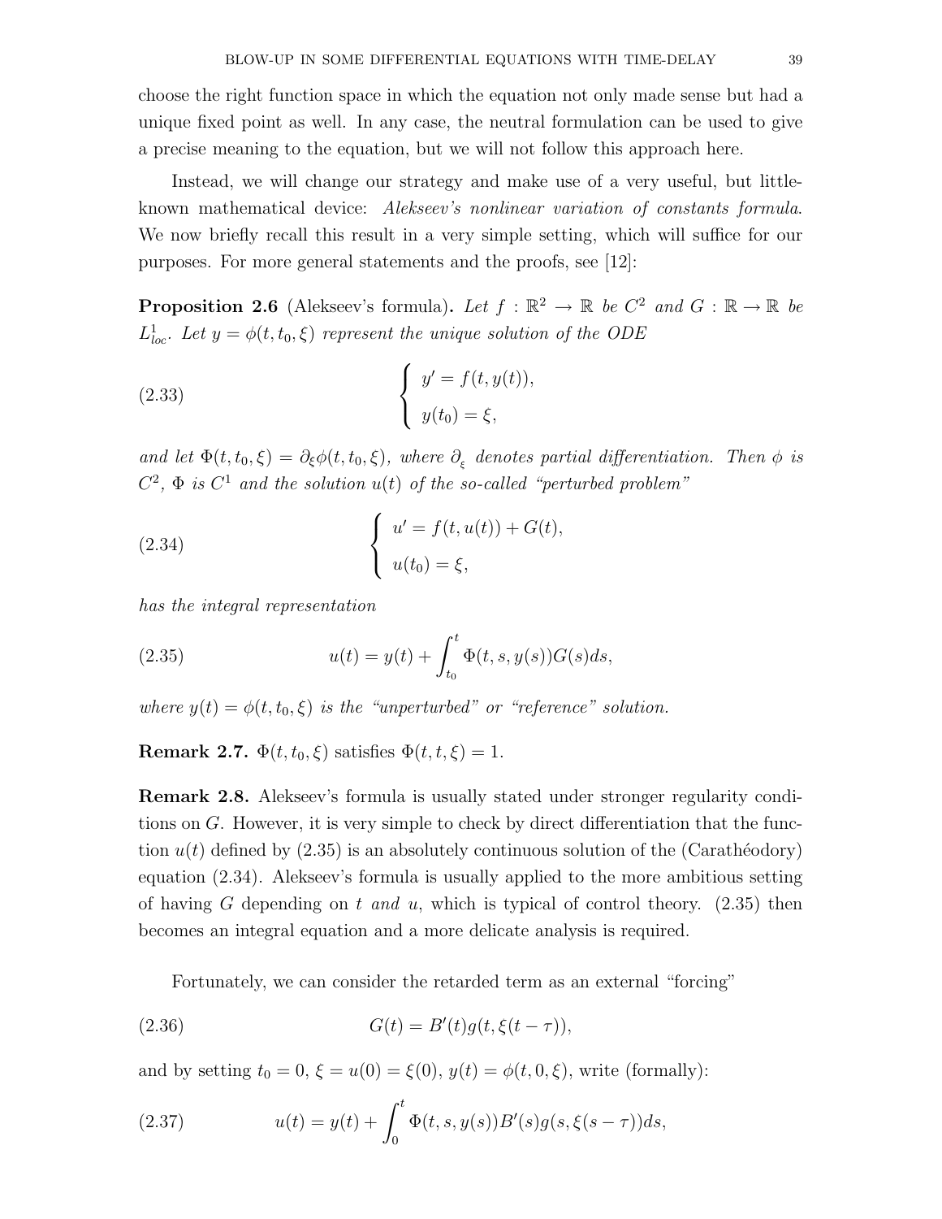choose the right function space in which the equation not only made sense but had a unique fixed point as well. In any case, the neutral formulation can be used to give a precise meaning to the equation, but we will not follow this approach here.

Instead, we will change our strategy and make use of a very useful, but little-known mathematical device: *Alekseev's nonlinear variation of constants formula*. We now briefly recall this result in a very simple setting, which will suffice for our purposes. For more general statements and the proofs, see [12]:

**Proposition 2.6** (Alekseev's formula)**.** *Let $f : \mathbb{R}^2 \to \mathbb{R}$ be $C^2$ and $G : \mathbb{R} \to \mathbb{R}$ be $L^1_{loc}$. Let $y = \phi(t, t_0, \xi)$ represent the unique solution of the ODE*

$$
\begin{cases} y' = f(t, y(t)), \\ y(t_0) = \xi, \end{cases} \tag{2.33}
$$

*and let $\Phi(t, t_0, \xi) = \partial_\xi \phi(t, t_0, \xi)$, where $\partial_\xi$ denotes partial differentiation. Then $\phi$ is $C^2$, $\Phi$ is $C^1$ and the solution $u(t)$ of the so-called "perturbed problem"*

$$
\begin{cases} u' = f(t, u(t)) + G(t), \\ u(t_0) = \xi, \end{cases} \tag{2.34}
$$

*has the integral representation*

$$
u(t) = y(t) + \int_{t_0}^{t} \Phi(t, s, y(s)) G(s) ds, \tag{2.35}
$$

*where $y(t) = \phi(t, t_0, \xi)$ is the "unperturbed" or "reference" solution.*

**Remark 2.7.** $\Phi(t, t_0, \xi)$ satisfies $\Phi(t, t, \xi) = 1$.

**Remark 2.8.** Alekseev's formula is usually stated under stronger regularity conditions on $G$. However, it is very simple to check by direct differentiation that the function $u(t)$ defined by (2.35) is an absolutely continuous solution of the (Carathéodory) equation (2.34). Alekseev's formula is usually applied to the more ambitious setting of having $G$ depending on $t$ *and* $u$, which is typical of control theory. (2.35) then becomes an integral equation and a more delicate analysis is required.

Fortunately, we can consider the retarded term as an external "forcing"

$$
G(t) = B'(t) g(t, \xi(t - \tau)), \tag{2.36}
$$

and by setting $t_0 = 0$, $\xi = u(0) = \xi(0)$, $y(t) = \phi(t, 0, \xi)$, write (formally):

$$
u(t) = y(t) + \int_0^t \Phi(t, s, y(s)) B'(s) g(s, \xi(s - \tau)) ds, \tag{2.37}
$$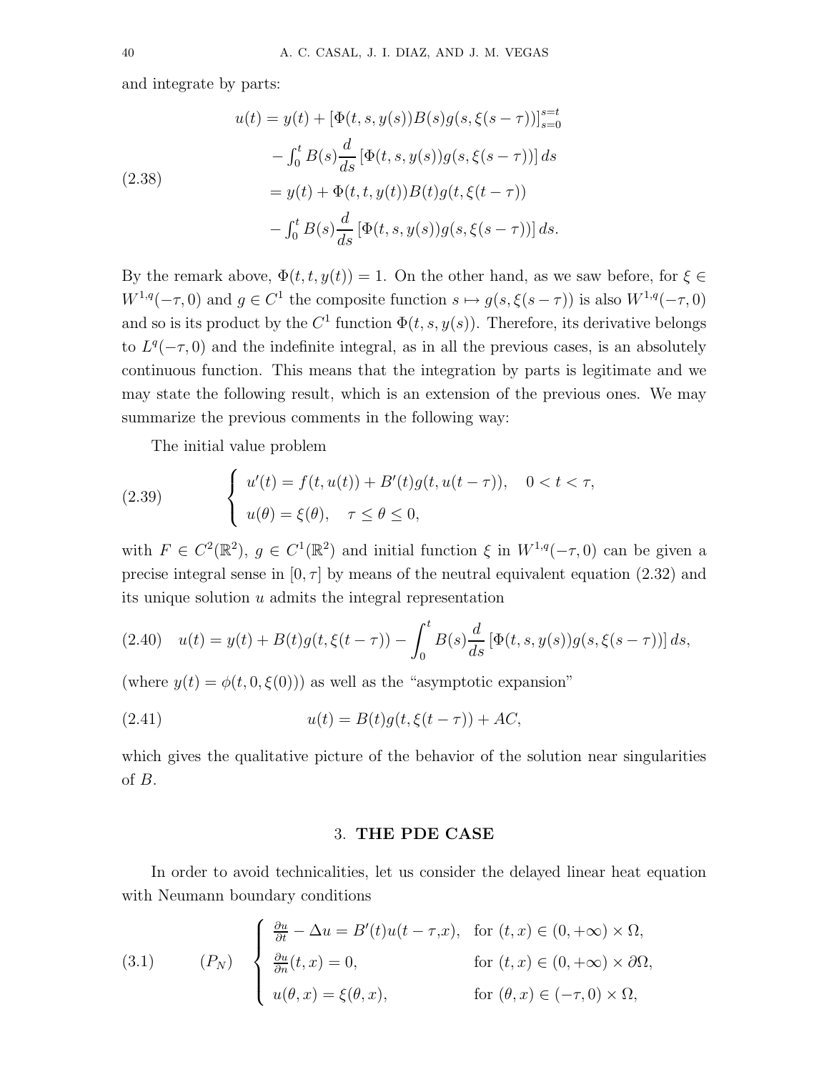and integrate by parts:

$$
\begin{aligned}
u(t) &= y(t) + [\Phi(t,s,y(s))B(s)g(s,\xi(s-\tau))]_{s=0}^{s=t} \\
&\quad - \textstyle\int_0^t B(s)\frac{d}{ds}\left[\Phi(t,s,y(s))g(s,\xi(s-\tau))\right]ds \\
&= y(t) + \Phi(t,t,y(t))B(t)g(t,\xi(t-\tau)) \\
&\quad - \textstyle\int_0^t B(s)\frac{d}{ds}\left[\Phi(t,s,y(s))g(s,\xi(s-\tau))\right]ds.
\end{aligned}
\tag{2.38}
$$

By the remark above, $\Phi(t,t,y(t)) = 1$. On the other hand, as we saw before, for $\xi \in W^{1,q}(-\tau,0)$ and $g \in C^1$ the composite function $s \mapsto g(s,\xi(s-\tau))$ is also $W^{1,q}(-\tau,0)$ and so is its product by the $C^1$ function $\Phi(t,s,y(s))$. Therefore, its derivative belongs to $L^q(-\tau,0)$ and the indefinite integral, as in all the previous cases, is an absolutely continuous function. This means that the integration by parts is legitimate and we may state the following result, which is an extension of the previous ones. We may summarize the previous comments in the following way:

The initial value problem

$$
\left\{
\begin{array}{l}
u'(t) = f(t,u(t)) + B'(t)g(t,u(t-\tau)), \quad 0 < t < \tau, \\
u(\theta) = \xi(\theta), \quad \tau \leq \theta \leq 0,
\end{array}
\right.
\tag{2.39}
$$

with $F \in C^2(\mathbb{R}^2)$, $g \in C^1(\mathbb{R}^2)$ and initial function $\xi$ in $W^{1,q}(-\tau,0)$ can be given a precise integral sense in $[0,\tau]$ by means of the neutral equivalent equation (2.32) and its unique solution $u$ admits the integral representation

$$
u(t) = y(t) + B(t)g(t,\xi(t-\tau)) - \int_0^t B(s)\frac{d}{ds}\left[\Phi(t,s,y(s))g(s,\xi(s-\tau))\right]ds,
\tag{2.40}
$$

(where $y(t) = \phi(t,0,\xi(0))$) as well as the "asymptotic expansion"

$$
u(t) = B(t)g(t,\xi(t-\tau)) + AC,
\tag{2.41}
$$

which gives the qualitative picture of the behavior of the solution near singularities of $B$.

## 3. THE PDE CASE

In order to avoid technicalities, let us consider the delayed linear heat equation with Neumann boundary conditions

$$
(P_N) \quad
\left\{
\begin{array}{ll}
\frac{\partial u}{\partial t} - \Delta u = B'(t)u(t-\tau,x), & \text{for } (t,x) \in (0,+\infty) \times \Omega, \\
\frac{\partial u}{\partial n}(t,x) = 0, & \text{for } (t,x) \in (0,+\infty) \times \partial\Omega, \\
u(\theta,x) = \xi(\theta,x), & \text{for } (\theta,x) \in (-\tau,0) \times \Omega,
\end{array}
\right.
\tag{3.1}
$$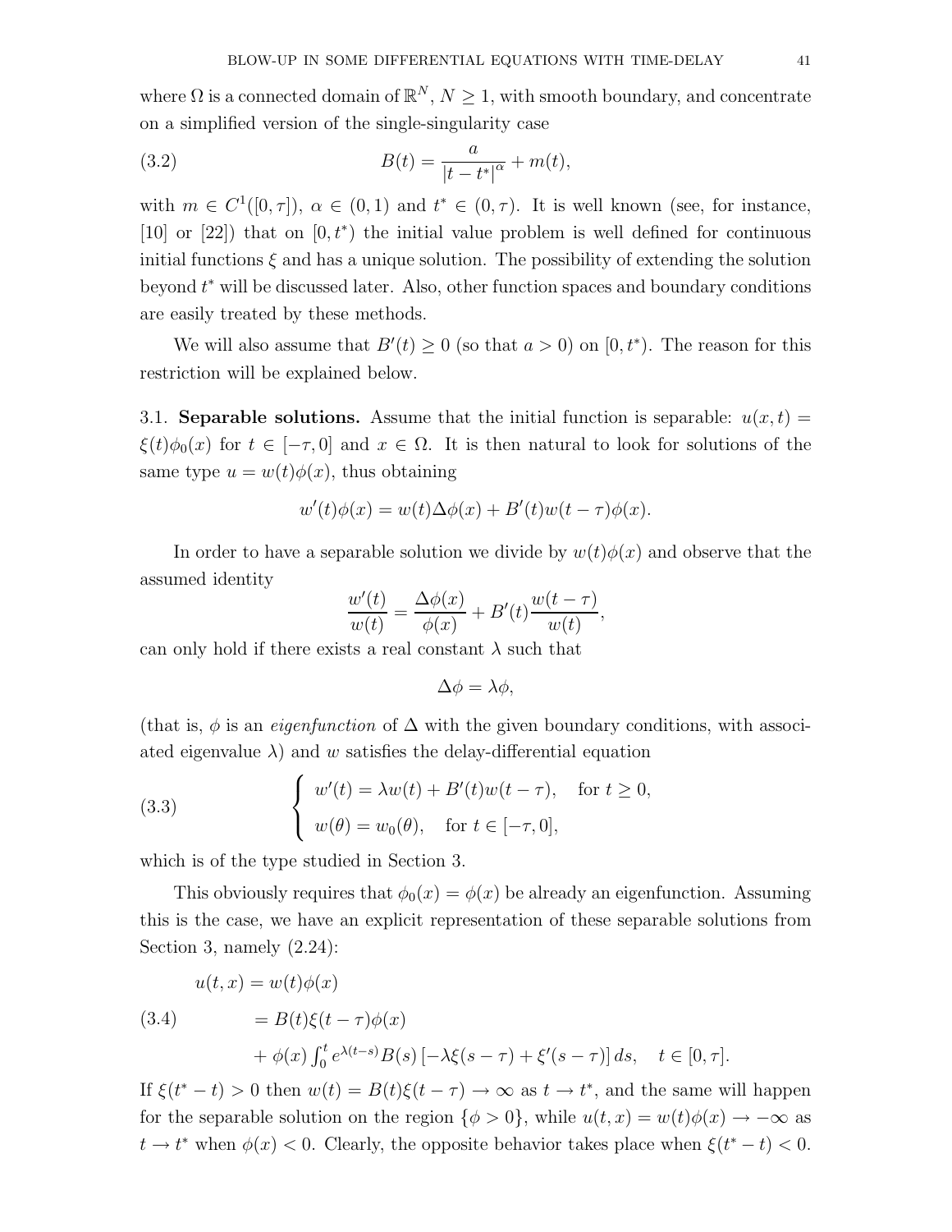where $\Omega$ is a connected domain of $\mathbb{R}^N$, $N \geq 1$, with smooth boundary, and concentrate on a simplified version of the single-singularity case

$$B(t) = \frac{a}{|t - t^*|^\alpha} + m(t), \tag{3.2}$$

with $m \in C^1([0, \tau])$, $\alpha \in (0, 1)$ and $t^* \in (0, \tau)$. It is well known (see, for instance, [10] or [22]) that on $[0, t^*)$ the initial value problem is well defined for continuous initial functions $\xi$ and has a unique solution. The possibility of extending the solution beyond $t^*$ will be discussed later. Also, other function spaces and boundary conditions are easily treated by these methods.

We will also assume that $B'(t) \geq 0$ (so that $a > 0$) on $[0, t^*)$. The reason for this restriction will be explained below.

3.1. **Separable solutions.** Assume that the initial function is separable: $u(x, t) = \xi(t)\phi_0(x)$ for $t \in [-\tau, 0]$ and $x \in \Omega$. It is then natural to look for solutions of the same type $u = w(t)\phi(x)$, thus obtaining

$$w'(t)\phi(x) = w(t)\Delta\phi(x) + B'(t)w(t - \tau)\phi(x).$$

In order to have a separable solution we divide by $w(t)\phi(x)$ and observe that the assumed identity

$$\frac{w'(t)}{w(t)} = \frac{\Delta\phi(x)}{\phi(x)} + B'(t)\frac{w(t - \tau)}{w(t)},$$

can only hold if there exists a real constant $\lambda$ such that

$$\Delta\phi = \lambda\phi,$$

(that is, $\phi$ is an *eigenfunction* of $\Delta$ with the given boundary conditions, with associated eigenvalue $\lambda$) and $w$ satisfies the delay-differential equation

$$\begin{cases} w'(t) = \lambda w(t) + B'(t)w(t - \tau), & \text{for } t \geq 0, \\ w(\theta) = w_0(\theta), & \text{for } t \in [-\tau, 0], \end{cases} \tag{3.3}$$

which is of the type studied in Section 3.

This obviously requires that $\phi_0(x) = \phi(x)$ be already an eigenfunction. Assuming this is the case, we have an explicit representation of these separable solutions from Section 3, namely (2.24):

$$\begin{aligned} u(t, x) &= w(t)\phi(x) \\ &= B(t)\xi(t - \tau)\phi(x) \\ &\quad + \phi(x) \int_0^t e^{\lambda(t-s)} B(s) \left[-\lambda\xi(s - \tau) + \xi'(s - \tau)\right] ds, \quad t \in [0, \tau]. \end{aligned} \tag{3.4}$$

If $\xi(t^* - t) > 0$ then $w(t) = B(t)\xi(t - \tau) \to \infty$ as $t \to t^*$, and the same will happen for the separable solution on the region $\{\phi > 0\}$, while $u(t, x) = w(t)\phi(x) \to -\infty$ as $t \to t^*$ when $\phi(x) < 0$. Clearly, the opposite behavior takes place when $\xi(t^* - t) < 0$.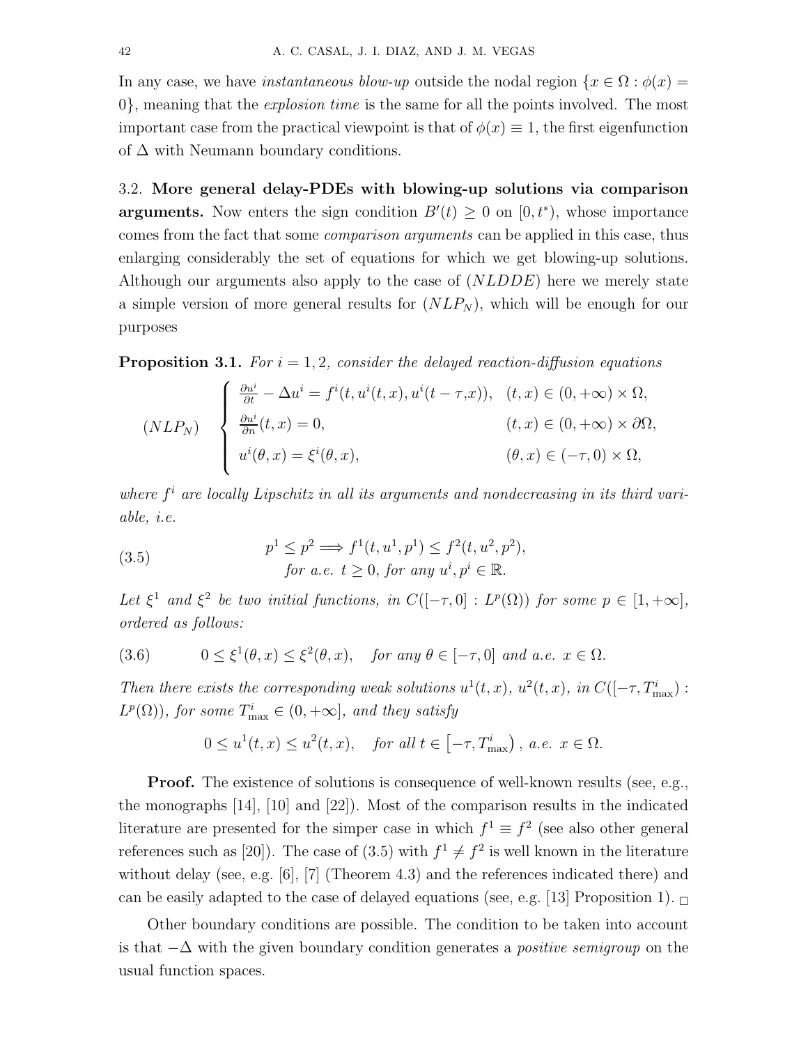In any case, we have *instantaneous blow-up* outside the nodal region $\{x \in \Omega : \phi(x) = 0\}$, meaning that the *explosion time* is the same for all the points involved. The most important case from the practical viewpoint is that of $\phi(x) \equiv 1$, the first eigenfunction of $\Delta$ with Neumann boundary conditions.

3.2. **More general delay-PDEs with blowing-up solutions via comparison arguments.** Now enters the sign condition $B'(t) \geq 0$ on $[0, t^*)$, whose importance comes from the fact that some *comparison arguments* can be applied in this case, thus enlarging considerably the set of equations for which we get blowing-up solutions. Although our arguments also apply to the case of $(NLDDE)$ here we merely state a simple version of more general results for $(NLP_N)$, which will be enough for our purposes

**Proposition 3.1.** *For $i = 1, 2$, consider the delayed reaction-diffusion equations*

$$
(NLP_N) \quad \begin{cases} \frac{\partial u^i}{\partial t} - \Delta u^i = f^i(t, u^i(t,x), u^i(t-\tau, x)), & (t,x) \in (0, +\infty) \times \Omega, \\ \frac{\partial u^i}{\partial n}(t,x) = 0, & (t,x) \in (0, +\infty) \times \partial\Omega, \\ u^i(\theta, x) = \xi^i(\theta, x), & (\theta, x) \in (-\tau, 0) \times \Omega, \end{cases}
$$

*where $f^i$ are locally Lipschitz in all its arguments and nondecreasing in its third variable, i.e.*

$$
\begin{aligned} &p^1 \leq p^2 \Longrightarrow f^1(t, u^1, p^1) \leq f^2(t, u^2, p^2), \\ &\quad \text{for a.e. } t \geq 0, \text{ for any } u^i, p^i \in \mathbb{R}. \end{aligned} \tag{3.5}
$$

*Let $\xi^1$ and $\xi^2$ be two initial functions, in $C([-\tau, 0] : L^p(\Omega))$ for some $p \in [1, +\infty]$, ordered as follows:*

$$
0 \leq \xi^1(\theta, x) \leq \xi^2(\theta, x), \quad \text{for any } \theta \in [-\tau, 0] \text{ and a.e. } x \in \Omega. \tag{3.6}
$$

*Then there exists the corresponding weak solutions $u^1(t,x)$, $u^2(t,x)$, in $C([-\tau, T^i_{\max}) : L^p(\Omega))$, for some $T^i_{\max} \in (0, +\infty]$, and they satisfy*

$$
0 \leq u^1(t,x) \leq u^2(t,x), \quad \text{for all } t \in \left[-\tau, T^i_{\max}\right), \text{ a.e. } x \in \Omega.
$$

**Proof.** The existence of solutions is consequence of well-known results (see, e.g., the monographs [14], [10] and [22]). Most of the comparison results in the indicated literature are presented for the simper case in which $f^1 \equiv f^2$ (see also other general references such as [20]). The case of (3.5) with $f^1 \neq f^2$ is well known in the literature without delay (see, e.g. [6], [7] (Theorem 4.3) and the references indicated there) and can be easily adapted to the case of delayed equations (see, e.g. [13] Proposition 1). □

Other boundary conditions are possible. The condition to be taken into account is that $-\Delta$ with the given boundary condition generates a *positive semigroup* on the usual function spaces.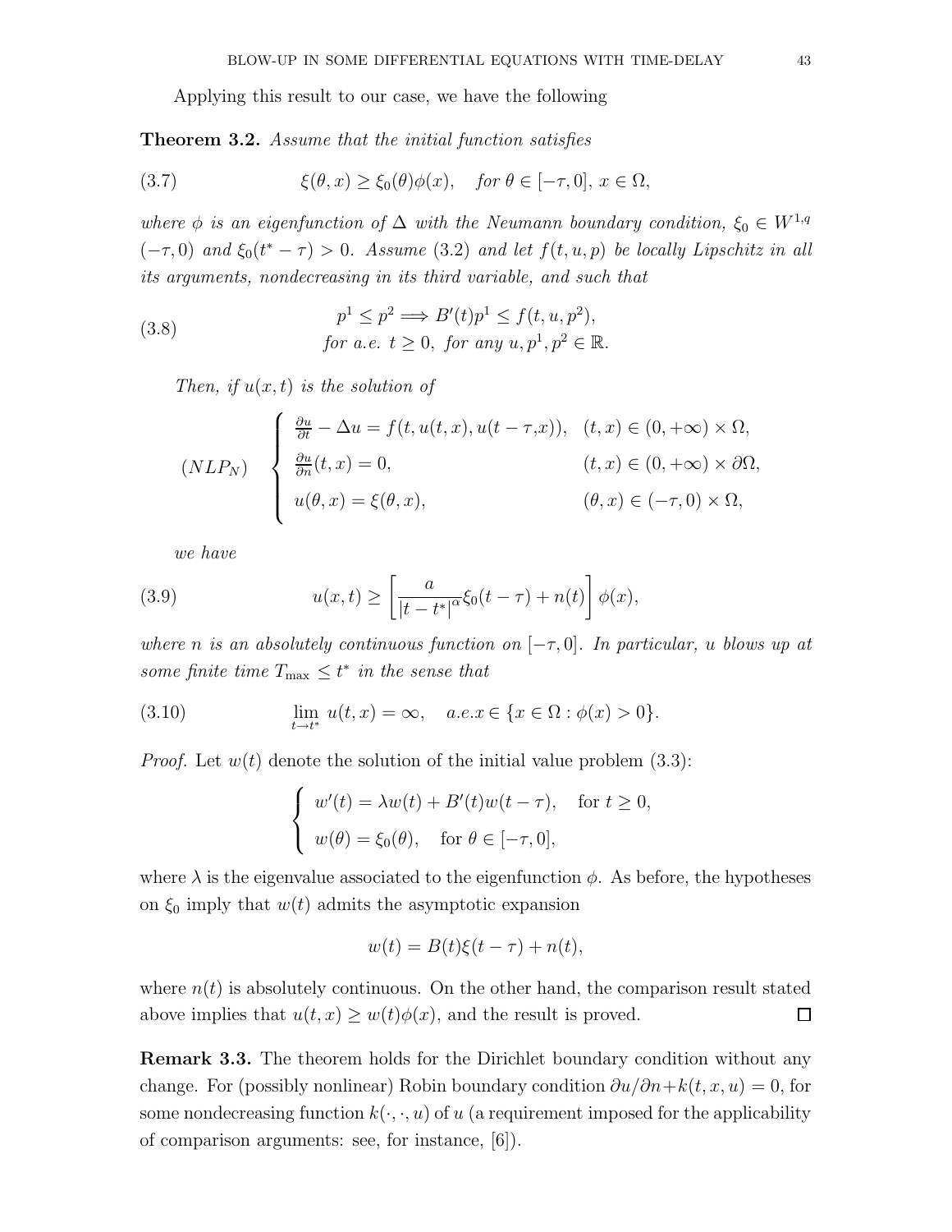Applying this result to our case, we have the following

**Theorem 3.2.** *Assume that the initial function satisfies*

$$\xi(\theta, x) \geq \xi_0(\theta)\phi(x), \quad \text{for } \theta \in [-\tau, 0],\ x \in \Omega, \tag{3.7}$$

*where $\phi$ is an eigenfunction of $\Delta$ with the Neumann boundary condition, $\xi_0 \in W^{1,q}$ $(-\tau, 0)$ and $\xi_0(t^* - \tau) > 0$. Assume (3.2) and let $f(t, u, p)$ be locally Lipschitz in all its arguments, nondecreasing in its third variable, and such that*

$$\begin{gathered} p^1 \leq p^2 \Longrightarrow B'(t)p^1 \leq f(t, u, p^2), \\ \text{for a.e. } t \geq 0, \text{ for any } u, p^1, p^2 \in \mathbb{R}. \end{gathered} \tag{3.8}$$

*Then, if $u(x, t)$ is the solution of*

$$(NLP_N) \quad \begin{cases} \frac{\partial u}{\partial t} - \Delta u = f(t, u(t, x), u(t - \tau, x)), & (t, x) \in (0, +\infty) \times \Omega, \\ \frac{\partial u}{\partial n}(t, x) = 0, & (t, x) \in (0, +\infty) \times \partial\Omega, \\ u(\theta, x) = \xi(\theta, x), & (\theta, x) \in (-\tau, 0) \times \Omega, \end{cases}$$

*we have*

$$u(x, t) \geq \left[ \frac{a}{|t - t^*|^\alpha} \xi_0(t - \tau) + n(t) \right] \phi(x), \tag{3.9}$$

*where $n$ is an absolutely continuous function on $[-\tau, 0]$. In particular, $u$ blows up at some finite time $T_{\max} \leq t^*$ in the sense that*

$$\lim_{t \to t^*} u(t, x) = \infty, \quad a.e. x \in \{x \in \Omega : \phi(x) > 0\}. \tag{3.10}$$

*Proof.* Let $w(t)$ denote the solution of the initial value problem (3.3):

$$\begin{cases} w'(t) = \lambda w(t) + B'(t) w(t - \tau), & \text{for } t \geq 0, \\ w(\theta) = \xi_0(\theta), & \text{for } \theta \in [-\tau, 0], \end{cases}$$

where $\lambda$ is the eigenvalue associated to the eigenfunction $\phi$. As before, the hypotheses on $\xi_0$ imply that $w(t)$ admits the asymptotic expansion

$$w(t) = B(t)\xi(t - \tau) + n(t),$$

where $n(t)$ is absolutely continuous. On the other hand, the comparison result stated above implies that $u(t, x) \geq w(t)\phi(x)$, and the result is proved. ◻

**Remark 3.3.** The theorem holds for the Dirichlet boundary condition without any change. For (possibly nonlinear) Robin boundary condition $\partial u/\partial n + k(t, x, u) = 0$, for some nondecreasing function $k(\cdot, \cdot, u)$ of $u$ (a requirement imposed for the applicability of comparison arguments: see, for instance, [6]).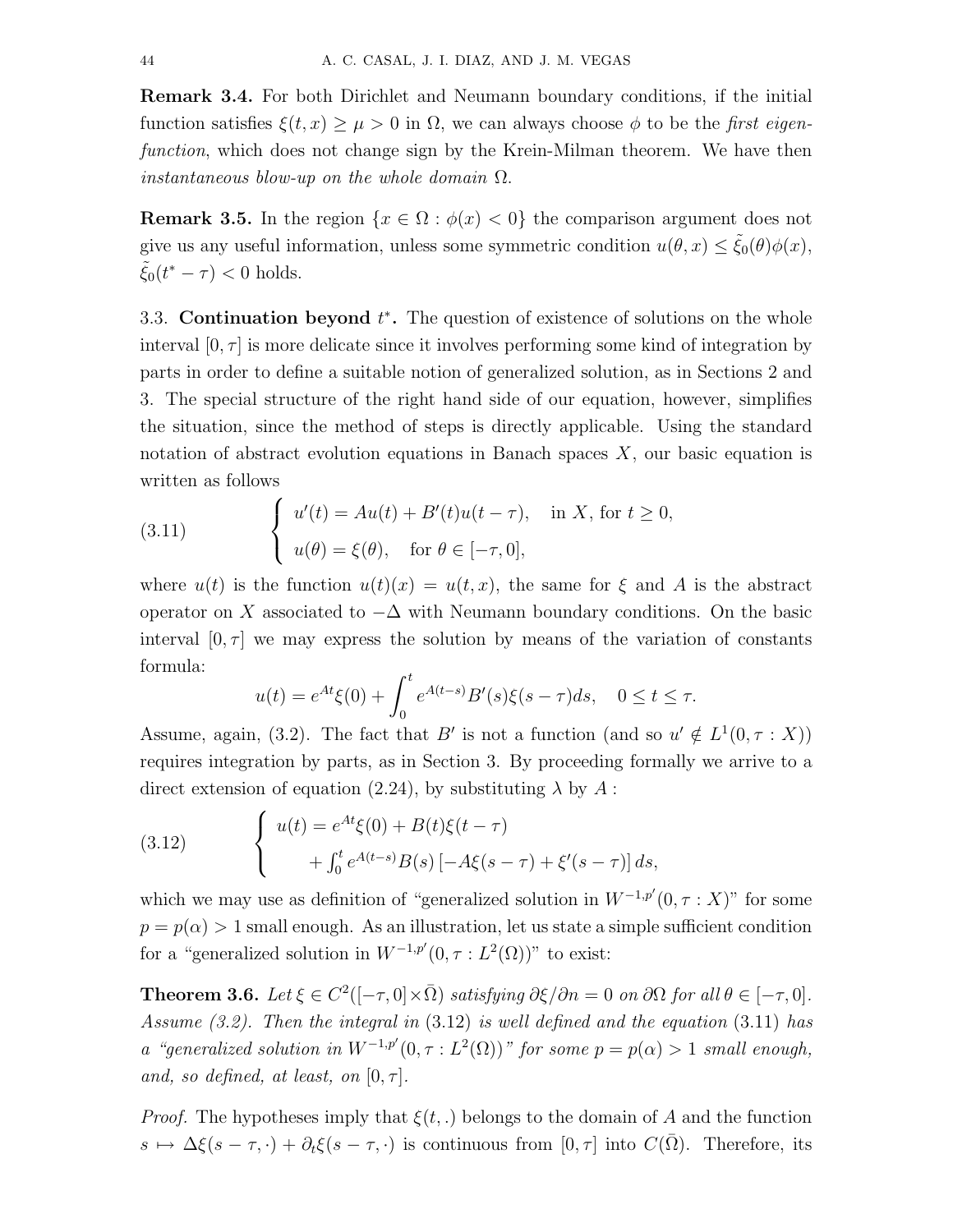**Remark 3.4.** For both Dirichlet and Neumann boundary conditions, if the initial function satisfies $\xi(t,x) \geq \mu > 0$ in $\Omega$, we can always choose $\phi$ to be the *first eigenfunction*, which does not change sign by the Krein-Milman theorem. We have then *instantaneous blow-up on the whole domain* $\Omega$.

**Remark 3.5.** In the region $\{x \in \Omega : \phi(x) < 0\}$ the comparison argument does not give us any useful information, unless some symmetric condition $u(\theta, x) \leq \tilde{\xi}_0(\theta)\phi(x)$, $\tilde{\xi}_0(t^* - \tau) < 0$ holds.

### 3.3. Continuation beyond $t^*$.

The question of existence of solutions on the whole interval $[0,\tau]$ is more delicate since it involves performing some kind of integration by parts in order to define a suitable notion of generalized solution, as in Sections 2 and 3. The special structure of the right hand side of our equation, however, simplifies the situation, since the method of steps is directly applicable. Using the standard notation of abstract evolution equations in Banach spaces $X$, our basic equation is written as follows

$$
\begin{cases} u'(t) = Au(t) + B'(t)u(t-\tau), & \text{in } X, \text{ for } t \geq 0, \\ u(\theta) = \xi(\theta), & \text{for } \theta \in [-\tau, 0], \end{cases} \tag{3.11}
$$

where $u(t)$ is the function $u(t)(x) = u(t,x)$, the same for $\xi$ and $A$ is the abstract operator on $X$ associated to $-\Delta$ with Neumann boundary conditions. On the basic interval $[0,\tau]$ we may express the solution by means of the variation of constants formula:

$$
u(t) = e^{At}\xi(0) + \int_0^t e^{A(t-s)}B'(s)\xi(s-\tau)ds, \quad 0 \leq t \leq \tau.
$$

Assume, again, (3.2). The fact that $B'$ is not a function (and so $u' \notin L^1(0,\tau : X)$) requires integration by parts, as in Section 3. By proceeding formally we arrive to a direct extension of equation (2.24), by substituting $\lambda$ by $A$ :

$$
\begin{cases} u(t) = e^{At}\xi(0) + B(t)\xi(t-\tau) \\ \qquad + \int_0^t e^{A(t-s)}B(s)\left[-A\xi(s-\tau) + \xi'(s-\tau)\right] ds, \end{cases} \tag{3.12}
$$

which we may use as definition of "generalized solution in $W^{-1,p'}(0,\tau : X)$" for some $p = p(\alpha) > 1$ small enough. As an illustration, let us state a simple sufficient condition for a "generalized solution in $W^{-1,p'}(0,\tau : L^2(\Omega))$" to exist:

**Theorem 3.6.** *Let $\xi \in C^2([-\tau,0]\times\bar{\Omega})$ satisfying $\partial\xi/\partial n = 0$ on $\partial\Omega$ for all $\theta \in [-\tau,0]$. Assume (3.2). Then the integral in* (3.12) *is well defined and the equation* (3.11) *has a "generalized solution in $W^{-1,p'}(0,\tau : L^2(\Omega))$" for some $p = p(\alpha) > 1$ small enough, and, so defined, at least, on $[0,\tau]$.*

*Proof.* The hypotheses imply that $\xi(t,.)$ belongs to the domain of $A$ and the function $s \mapsto \Delta\xi(s-\tau,\cdot) + \partial_t\xi(s-\tau,\cdot)$ is continuous from $[0,\tau]$ into $C(\bar{\Omega})$. Therefore, its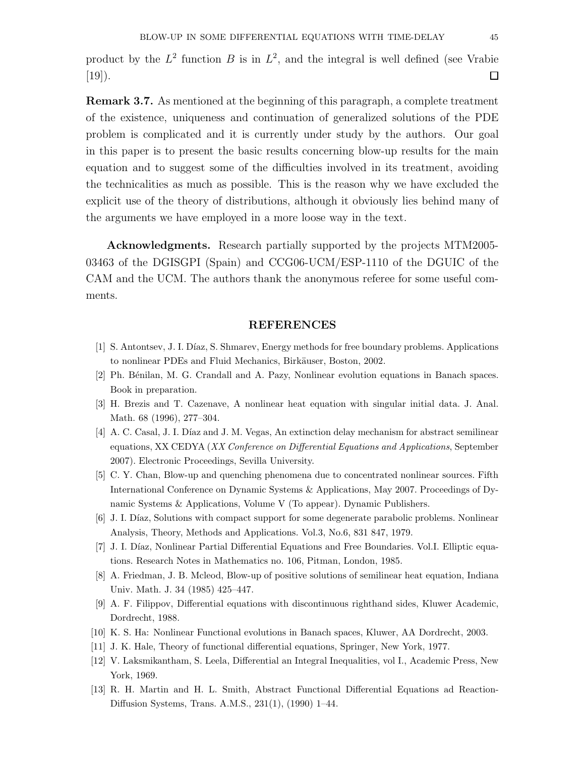product by the $L^2$ function $B$ is in $L^2$, and the integral is well defined (see Vrabie [19]). □

**Remark 3.7.** As mentioned at the beginning of this paragraph, a complete treatment of the existence, uniqueness and continuation of generalized solutions of the PDE problem is complicated and it is currently under study by the authors. Our goal in this paper is to present the basic results concerning blow-up results for the main equation and to suggest some of the difficulties involved in its treatment, avoiding the technicalities as much as possible. This is the reason why we have excluded the explicit use of the theory of distributions, although it obviously lies behind many of the arguments we have employed in a more loose way in the text.

**Acknowledgments.** Research partially supported by the projects MTM2005-03463 of the DGISGPI (Spain) and CCG06-UCM/ESP-1110 of the DGUIC of the CAM and the UCM. The authors thank the anonymous referee for some useful comments.

## REFERENCES

[1] S. Antontsev, J. I. Díaz, S. Shmarev, Energy methods for free boundary problems. Applications to nonlinear PDEs and Fluid Mechanics, Birkäuser, Boston, 2002.

[2] Ph. Bénilan, M. G. Crandall and A. Pazy, Nonlinear evolution equations in Banach spaces. Book in preparation.

[3] H. Brezis and T. Cazenave, A nonlinear heat equation with singular initial data. J. Anal. Math. 68 (1996), 277–304.

[4] A. C. Casal, J. I. Díaz and J. M. Vegas, An extinction delay mechanism for abstract semilinear equations, XX CEDYA (*XX Conference on Differential Equations and Applications*, September 2007). Electronic Proceedings, Sevilla University.

[5] C. Y. Chan, Blow-up and quenching phenomena due to concentrated nonlinear sources. Fifth International Conference on Dynamic Systems & Applications, May 2007. Proceedings of Dynamic Systems & Applications, Volume V (To appear). Dynamic Publishers.

[6] J. I. Díaz, Solutions with compact support for some degenerate parabolic problems. Nonlinear Analysis, Theory, Methods and Applications. Vol.3, No.6, 831 847, 1979.

[7] J. I. Díaz, Nonlinear Partial Differential Equations and Free Boundaries. Vol.I. Elliptic equations. Research Notes in Mathematics no. 106, Pitman, London, 1985.

[8] A. Friedman, J. B. Mcleod, Blow-up of positive solutions of semilinear heat equation, Indiana Univ. Math. J. 34 (1985) 425–447.

[9] A. F. Filippov, Differential equations with discontinuous righthand sides, Kluwer Academic, Dordrecht, 1988.

[10] K. S. Ha: Nonlinear Functional evolutions in Banach spaces, Kluwer, AA Dordrecht, 2003.

[11] J. K. Hale, Theory of functional differential equations, Springer, New York, 1977.

[12] V. Laksmikantham, S. Leela, Differential an Integral Inequalities, vol I., Academic Press, New York, 1969.

[13] R. H. Martin and H. L. Smith, Abstract Functional Differential Equations ad Reaction-Diffusion Systems, Trans. A.M.S., 231(1), (1990) 1–44.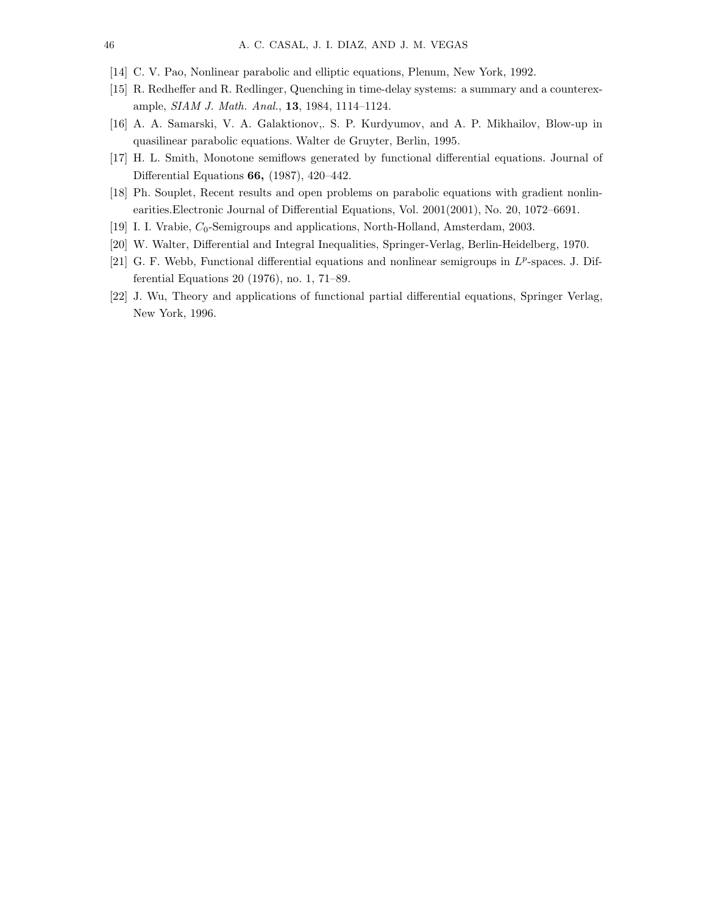[14] C. V. Pao, Nonlinear parabolic and elliptic equations, Plenum, New York, 1992.

[15] R. Redheffer and R. Redlinger, Quenching in time-delay systems: a summary and a counterexample, *SIAM J. Math. Anal.*, **13**, 1984, 1114–1124.

[16] A. A. Samarski, V. A. Galaktionov,. S. P. Kurdyumov, and A. P. Mikhailov, Blow-up in quasilinear parabolic equations. Walter de Gruyter, Berlin, 1995.

[17] H. L. Smith, Monotone semiflows generated by functional differential equations. Journal of Differential Equations **66,** (1987), 420–442.

[18] Ph. Souplet, Recent results and open problems on parabolic equations with gradient nonlinearities.Electronic Journal of Differential Equations, Vol. 2001(2001), No. 20, 1072–6691.

[19] I. I. Vrabie, $C_0$-Semigroups and applications, North-Holland, Amsterdam, 2003.

[20] W. Walter, Differential and Integral Inequalities, Springer-Verlag, Berlin-Heidelberg, 1970.

[21] G. F. Webb, Functional differential equations and nonlinear semigroups in $L^p$-spaces. J. Differential Equations 20 (1976), no. 1, 71–89.

[22] J. Wu, Theory and applications of functional partial differential equations, Springer Verlag, New York, 1996.